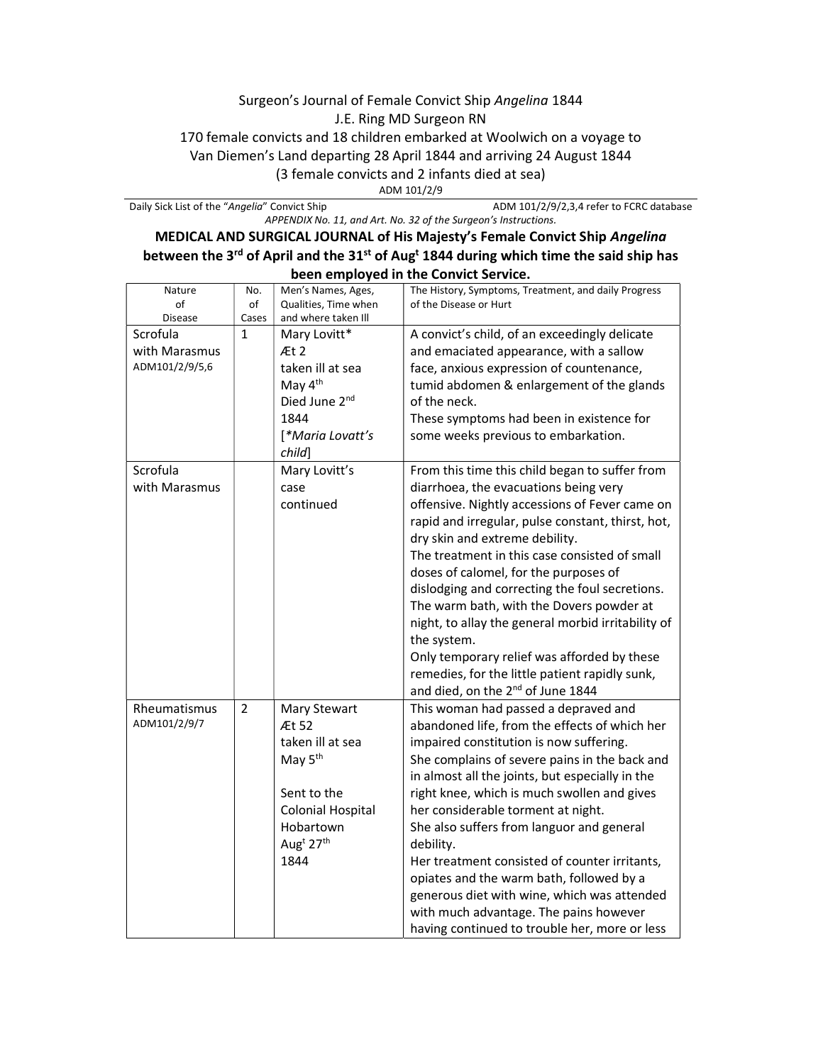Surgeon's Journal of Female Convict Ship *Angelina* 1844
J.E. Ring MD Surgeon RN
170 female convicts and 18 children embarked at Woolwich on a voyage to Van Diemen's Land departing 28 April 1844 and arriving 24 August 1844
(3 female convicts and 2 infants died at sea)
ADM 101/2/9

Daily Sick List of the "*Angelia*" Convict Ship — ADM 101/2/9/2,3,4 refer to FCRC database

*APPENDIX No. 11, and Art. No. 32 of the Surgeon's Instructions.*

**MEDICAL AND SURGICAL JOURNAL of His Majesty's Female Convict Ship *Angelina* between the 3rd of April and the 31st of Augt 1844 during which time the said ship has been employed in the Convict Service.**

| Nature of Disease | No. of Cases | Men's Names, Ages, Qualities, Time when and where taken Ill | The History, Symptoms, Treatment, and daily Progress of the Disease or Hurt |
|---|---|---|---|
| Scrofula with Marasmus ADM101/2/9/5,6 | 1 | Mary Lovitt* Æt 2 taken ill at sea May 4th Died June 2nd 1844 [*Maria Lovatt's child*] | A convict's child, of an exceedingly delicate and emaciated appearance, with a sallow face, anxious expression of countenance, tumid abdomen & enlargement of the glands of the neck. These symptoms had been in existence for some weeks previous to embarkation. |
| Scrofula with Marasmus | | Mary Lovitt's case continued | From this time this child began to suffer from diarrhoea, the evacuations being very offensive. Nightly accessions of Fever came on rapid and irregular, pulse constant, thirst, hot, dry skin and extreme debility. The treatment in this case consisted of small doses of calomel, for the purposes of dislodging and correcting the foul secretions. The warm bath, with the Dovers powder at night, to allay the general morbid irritability of the system. Only temporary relief was afforded by these remedies, for the little patient rapidly sunk, and died, on the 2nd of June 1844 |
| Rheumatismus ADM101/2/9/7 | 2 | Mary Stewart Æt 52 taken ill at sea May 5th Sent to the Colonial Hospital Hobartown Augt 27th 1844 | This woman had passed a depraved and abandoned life, from the effects of which her impaired constitution is now suffering. She complains of severe pains in the back and in almost all the joints, but especially in the right knee, which is much swollen and gives her considerable torment at night. She also suffers from languor and general debility. Her treatment consisted of counter irritants, opiates and the warm bath, followed by a generous diet with wine, which was attended with much advantage. The pains however having continued to trouble her, more or less |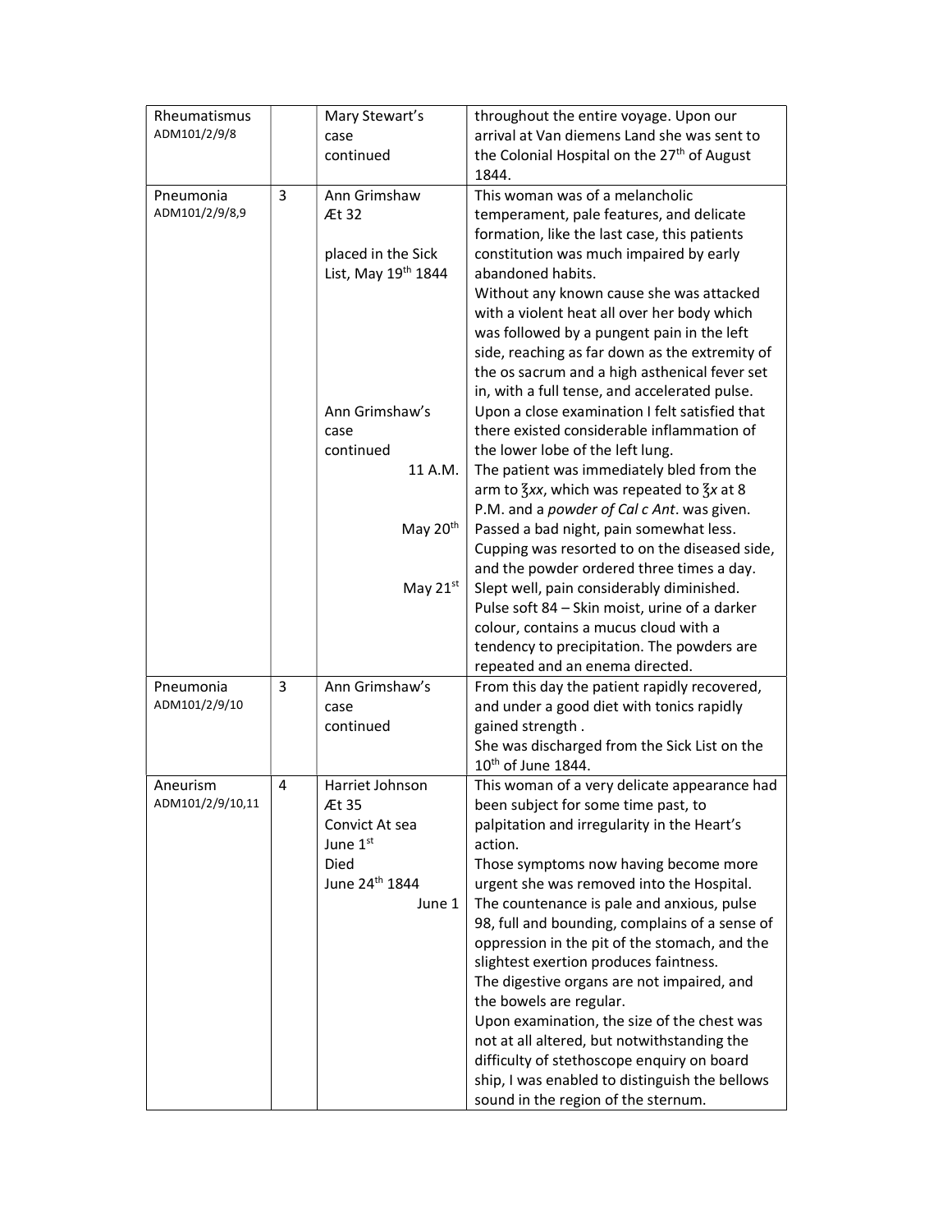| | | | |
|---|---|---|---|
| Rheumatismus<br>ADM101/2/9/8 | | Mary Stewart's case continued | throughout the entire voyage. Upon our arrival at Van diemens Land she was sent to the Colonial Hospital on the 27th of August 1844. |
| Pneumonia<br>ADM101/2/9/8,9 | 3 | Ann Grimshaw<br>Æt 32<br><br>placed in the Sick List, May 19th 1844 | This woman was of a melancholic temperament, pale features, and delicate formation, like the last case, this patients constitution was much impaired by early abandoned habits.<br>Without any known cause she was attacked with a violent heat all over her body which was followed by a pungent pain in the left side, reaching as far down as the extremity of the os sacrum and a high asthenical fever set in, with a full tense, and accelerated pulse. |
| | | Ann Grimshaw's case continued | Upon a close examination I felt satisfied that there existed considerable inflammation of the lower lobe of the left lung. |
| | | 11 A.M. | The patient was immediately bled from the arm to ℥xx, which was repeated to ℥x at 8 P.M. and a *powder of Cal c Ant*. was given. |
| | | May 20th | Passed a bad night, pain somewhat less. Cupping was resorted to on the diseased side, and the powder ordered three times a day. |
| | | May 21st | Slept well, pain considerably diminished. Pulse soft 84 – Skin moist, urine of a darker colour, contains a mucus cloud with a tendency to precipitation. The powders are repeated and an enema directed. |
| Pneumonia<br>ADM101/2/9/10 | 3 | Ann Grimshaw's case continued | From this day the patient rapidly recovered, and under a good diet with tonics rapidly gained strength .<br>She was discharged from the Sick List on the 10th of June 1844. |
| Aneurism<br>ADM101/2/9/10,11 | 4 | Harriet Johnson<br>Æt 35<br>Convict At sea<br>June 1st<br>Died<br>June 24th 1844 | This woman of a very delicate appearance had been subject for some time past, to palpitation and irregularity in the Heart's action.<br>Those symptoms now having become more urgent she was removed into the Hospital. |
| | | June 1 | The countenance is pale and anxious, pulse 98, full and bounding, complains of a sense of oppression in the pit of the stomach, and the slightest exertion produces faintness.<br>The digestive organs are not impaired, and the bowels are regular.<br>Upon examination, the size of the chest was not at all altered, but notwithstanding the difficulty of stethoscope enquiry on board ship, I was enabled to distinguish the bellows sound in the region of the sternum. |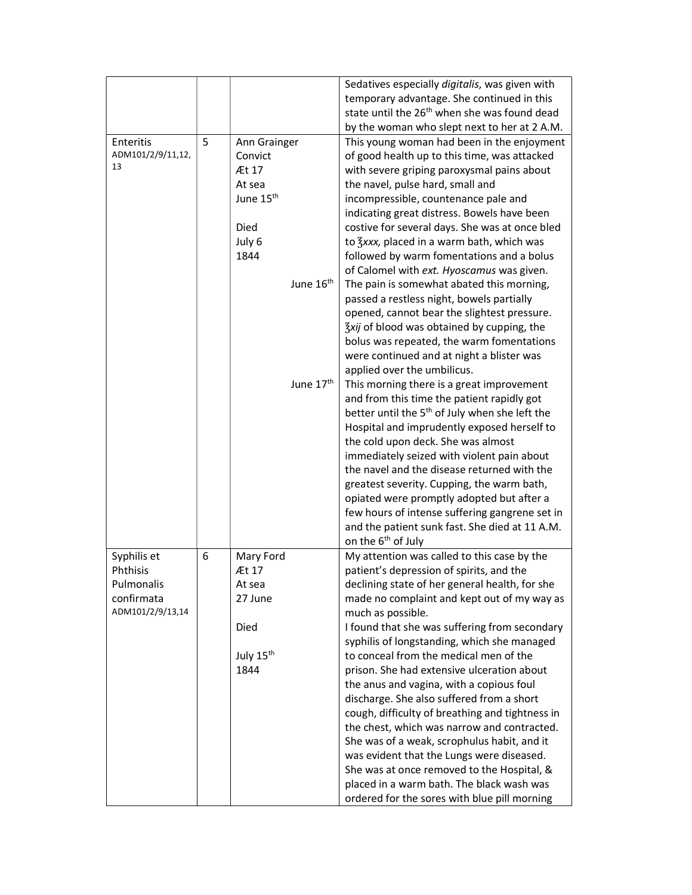| | | | |
|---|---|---|---|
| | | | Sedatives especially *digitalis*, was given with temporary advantage. She continued in this state until the 26th when she was found dead by the woman who slept next to her at 2 A.M. |
| Enteritis ADM101/2/9/11,12, 13 | 5 | Ann Grainger Convict Æt 17 At sea June 15th Died July 6 1844 | This young woman had been in the enjoyment of good health up to this time, was attacked with severe griping paroxysmal pains about the navel, pulse hard, small and incompressible, countenance pale and indicating great distress. Bowels have been costive for several days. She was at once bled to ℥*xxx,* placed in a warm bath, which was followed by warm fomentations and a bolus of Calomel with *ext. Hyoscamus* was given. |
| | | June 16th | The pain is somewhat abated this morning, passed a restless night, bowels partially opened, cannot bear the slightest pressure. ℥*xij* of blood was obtained by cupping, the bolus was repeated, the warm fomentations were continued and at night a blister was applied over the umbilicus. |
| | | June 17th | This morning there is a great improvement and from this time the patient rapidly got better until the 5th of July when she left the Hospital and imprudently exposed herself to the cold upon deck. She was almost immediately seized with violent pain about the navel and the disease returned with the greatest severity. Cupping, the warm bath, opiated were promptly adopted but after a few hours of intense suffering gangrene set in and the patient sunk fast. She died at 11 A.M. on the 6th of July |
| Syphilis et Phthisis Pulmonalis confirmata ADM101/2/9/13,14 | 6 | Mary Ford Æt 17 At sea 27 June Died July 15th 1844 | My attention was called to this case by the patient's depression of spirits, and the declining state of her general health, for she made no complaint and kept out of my way as much as possible. I found that she was suffering from secondary syphilis of longstanding, which she managed to conceal from the medical men of the prison. She had extensive ulceration about the anus and vagina, with a copious foul discharge. She also suffered from a short cough, difficulty of breathing and tightness in the chest, which was narrow and contracted. She was of a weak, scrophulus habit, and it was evident that the Lungs were diseased. She was at once removed to the Hospital, & placed in a warm bath. The black wash was ordered for the sores with blue pill morning |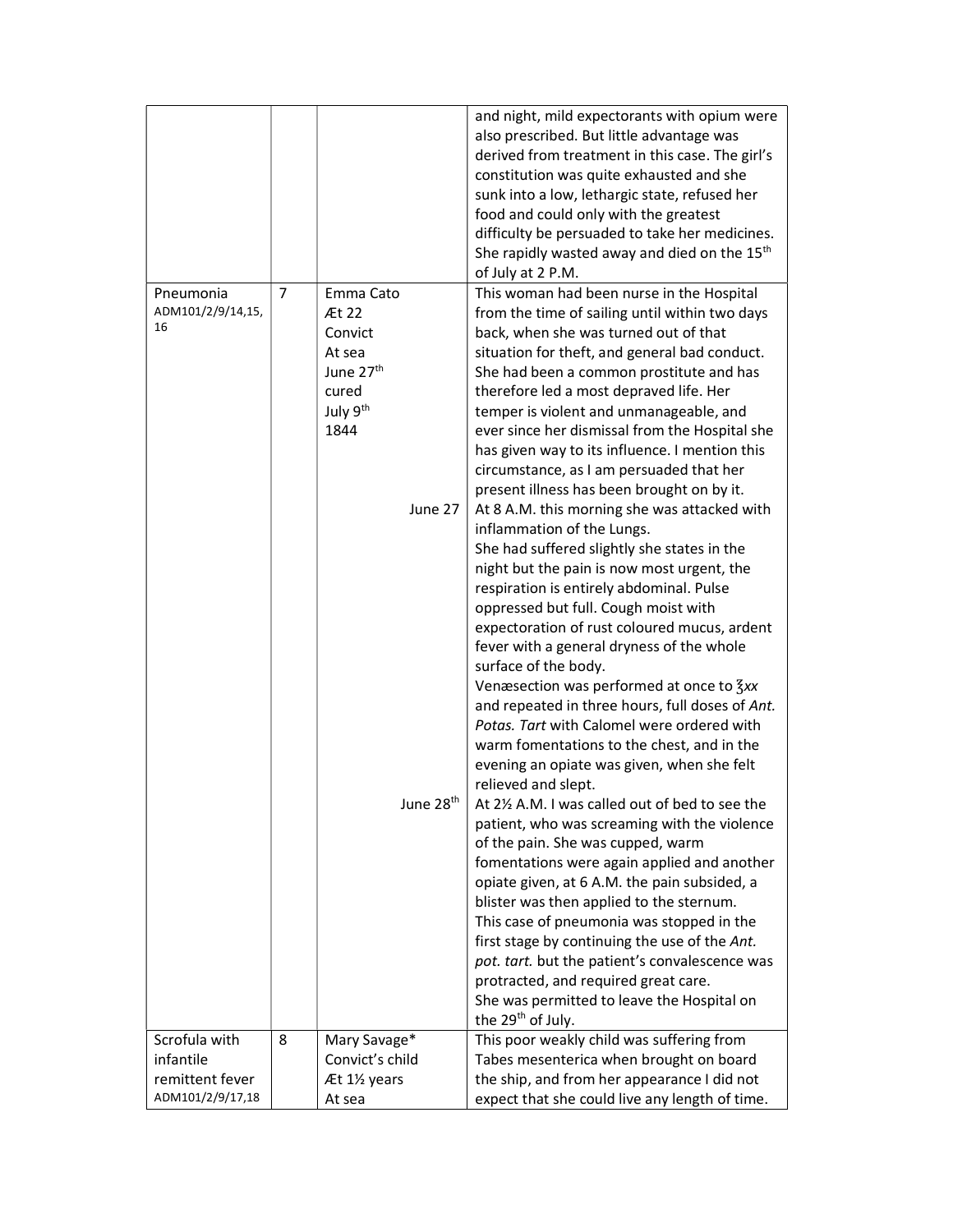| | | | |
|---|---|---|---|
| | | | and night, mild expectorants with opium were also prescribed. But little advantage was derived from treatment in this case. The girl's constitution was quite exhausted and she sunk into a low, lethargic state, refused her food and could only with the greatest difficulty be persuaded to take her medicines. She rapidly wasted away and died on the 15th of July at 2 P.M. |
| Pneumonia ADM101/2/9/14,15,16 | 7 | Emma Cato<br>Æt 22<br>Convict<br>At sea<br>June 27th<br>cured<br>July 9th<br>1844 | This woman had been nurse in the Hospital from the time of sailing until within two days back, when she was turned out of that situation for theft, and general bad conduct. She had been a common prostitute and has therefore led a most depraved life. Her temper is violent and unmanageable, and ever since her dismissal from the Hospital she has given way to its influence. I mention this circumstance, as I am persuaded that her present illness has been brought on by it. |
| | | June 27 | At 8 A.M. this morning she was attacked with inflammation of the Lungs.<br>She had suffered slightly she states in the night but the pain is now most urgent, the respiration is entirely abdominal. Pulse oppressed but full. Cough moist with expectoration of rust coloured mucus, ardent fever with a general dryness of the whole surface of the body.<br>Venæsection was performed at once to ℥*xx* and repeated in three hours, full doses of *Ant. Potas. Tart* with Calomel were ordered with warm fomentations to the chest, and in the evening an opiate was given, when she felt relieved and slept. |
| | | June 28th | At 2½ A.M. I was called out of bed to see the patient, who was screaming with the violence of the pain. She was cupped, warm fomentations were again applied and another opiate given, at 6 A.M. the pain subsided, a blister was then applied to the sternum.<br>This case of pneumonia was stopped in the first stage by continuing the use of the *Ant. pot. tart.* but the patient's convalescence was protracted, and required great care.<br>She was permitted to leave the Hospital on the 29th of July. |
| Scrofula with infantile remittent fever ADM101/2/9/17,18 | 8 | Mary Savage*<br>Convict's child<br>Æt 1½ years<br>At sea | This poor weakly child was suffering from Tabes mesenterica when brought on board the ship, and from her appearance I did not expect that she could live any length of time. |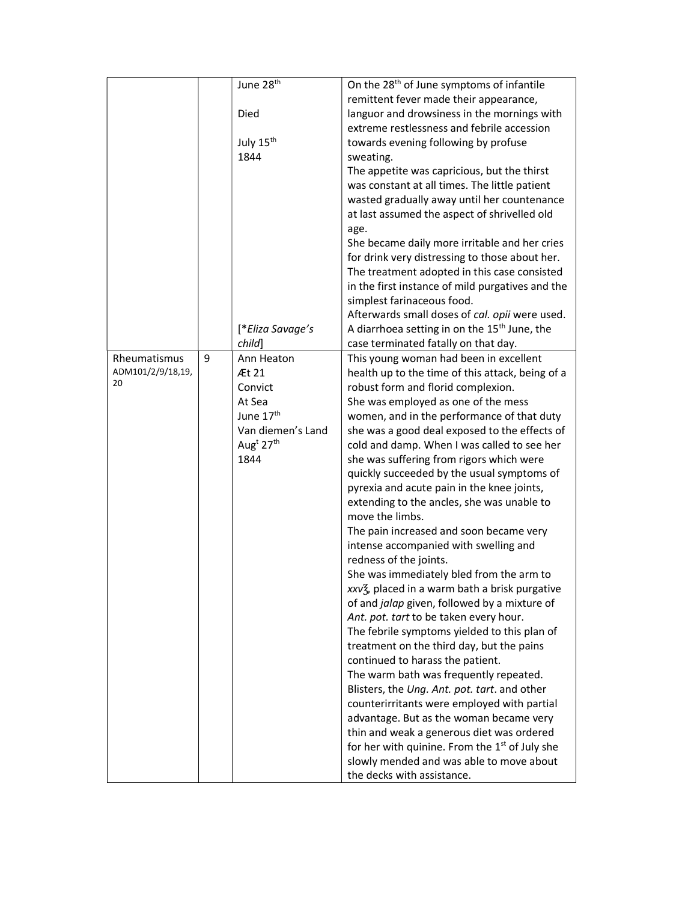|  |  |  |  |
|---|---|---|---|
|  |  | June 28th<br><br>Died<br><br>July 15th<br>1844<br><br><br><br><br><br><br><br><br><br><br><br><br><br><br>[**Eliza Savage's child*] | On the 28th of June symptoms of infantile remittent fever made their appearance, languor and drowsiness in the mornings with extreme restlessness and febrile accession towards evening following by profuse sweating.<br>The appetite was capricious, but the thirst was constant at all times. The little patient wasted gradually away until her countenance at last assumed the aspect of shrivelled old age.<br>She became daily more irritable and her cries for drink very distressing to those about her.<br>The treatment adopted in this case consisted in the first instance of mild purgatives and the simplest farinaceous food.<br>Afterwards small doses of *cal. opii* were used.<br>A diarrhoea setting in on the 15th June, the case terminated fatally on that day. |
| Rheumatismus<br>ADM101/2/9/18,19, 20 | 9 | Ann Heaton<br>Æt 21<br>Convict<br>At Sea<br>June 17th<br>Van diemen's Land<br>Augt 27th<br>1844 | This young woman had been in excellent health up to the time of this attack, being of a robust form and florid complexion.<br>She was employed as one of the mess women, and in the performance of that duty she was a good deal exposed to the effects of cold and damp. When I was called to see her she was suffering from rigors which were quickly succeeded by the usual symptoms of pyrexia and acute pain in the knee joints, extending to the ancles, she was unable to move the limbs.<br>The pain increased and soon became very intense accompanied with swelling and redness of the joints.<br>She was immediately bled from the arm to *xxv*ℨ, placed in a warm bath a brisk purgative of and *jalap* given, followed by a mixture of *Ant. pot. tart* to be taken every hour.<br>The febrile symptoms yielded to this plan of treatment on the third day, but the pains continued to harass the patient.<br>The warm bath was frequently repeated.<br>Blisters, the *Ung. Ant. pot. tart*. and other counterirritants were employed with partial advantage. But as the woman became very thin and weak a generous diet was ordered for her with quinine. From the 1st of July she slowly mended and was able to move about the decks with assistance. |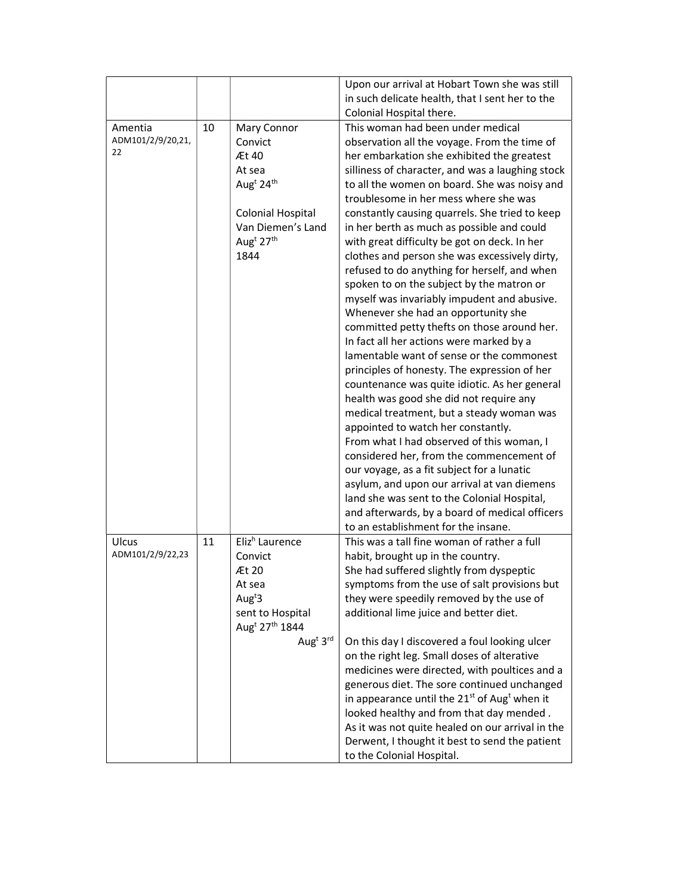| | | | |
|---|---|---|---|
| | | | Upon our arrival at Hobart Town she was still in such delicate health, that I sent her to the Colonial Hospital there. |
| Amentia ADM101/2/9/20,21, 22 | 10 | Mary Connor<br>Convict<br>Æt 40<br>At sea<br>Aug[t] 24[th]<br><br>Colonial Hospital<br>Van Diemen's Land<br>Aug[t] 27[th]<br>1844 | This woman had been under medical observation all the voyage. From the time of her embarkation she exhibited the greatest silliness of character, and was a laughing stock to all the women on board. She was noisy and troublesome in her mess where she was constantly causing quarrels. She tried to keep in her berth as much as possible and could with great difficulty be got on deck. In her clothes and person she was excessively dirty, refused to do anything for herself, and when spoken to on the subject by the matron or myself was invariably impudent and abusive. Whenever she had an opportunity she committed petty thefts on those around her. In fact all her actions were marked by a lamentable want of sense or the commonest principles of honesty. The expression of her countenance was quite idiotic. As her general health was good she did not require any medical treatment, but a steady woman was appointed to watch her constantly.<br>From what I had observed of this woman, I considered her, from the commencement of our voyage, as a fit subject for a lunatic asylum, and upon our arrival at van diemens land she was sent to the Colonial Hospital, and afterwards, by a board of medical officers to an establishment for the insane. |
| Ulcus ADM101/2/9/22,23 | 11 | Eliz[h] Laurence<br>Convict<br>Æt 20<br>At sea<br>Aug[t]3<br>sent to Hospital<br>Aug[t] 27[th] 1844<br><br>Aug[t] 3[rd] | This was a tall fine woman of rather a full habit, brought up in the country.<br>She had suffered slightly from dyspeptic symptoms from the use of salt provisions but they were speedily removed by the use of additional lime juice and better diet.<br><br>On this day I discovered a foul looking ulcer on the right leg. Small doses of alterative medicines were directed, with poultices and a generous diet. The sore continued unchanged in appearance until the 21[st] of Aug[t] when it looked healthy and from that day mended . As it was not quite healed on our arrival in the Derwent, I thought it best to send the patient to the Colonial Hospital. |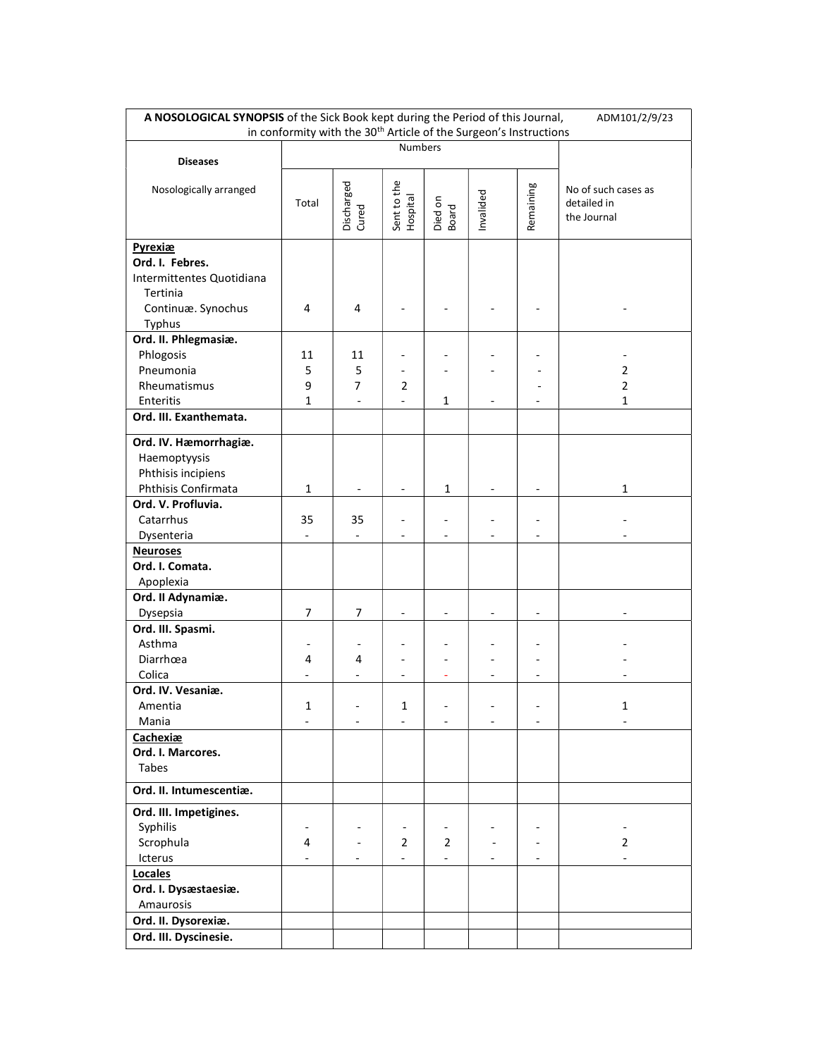| **A NOSOLOGICAL SYNOPSIS** of the Sick Book kept during the Period of this Journal, in conformity with the 30th Article of the Surgeon's Instructions ADM101/2/9/23 | | | | | | | |
|---|---|---|---|---|---|---|---|
| **Diseases** | Numbers | | | | | | |
| Nosologically arranged | Total | Discharged Cured | Sent to the Hospital | Died on Board | Invalided | Remaining | No of such cases as detailed in the Journal |
| **Pyrexiæ** | | | | | | | |
| **Ord. I. Febres.** | | | | | | | |
| Intermittentes Quotidiana | | | | | | | |
| Tertinia | | | | | | | |
| Continuæ. Synochus | 4 | 4 | - | - | - | - | - |
| Typhus | | | | | | | |
| **Ord. II. Phlegmasiæ.** | | | | | | | |
| Phlogosis | 11 | 11 | - | - | - | - | - |
| Pneumonia | 5 | 5 | - | - | - | - | 2 |
| Rheumatismus | 9 | 7 | 2 | | | - | 2 |
| Enteritis | 1 | - | - | 1 | - | - | 1 |
| **Ord. III. Exanthemata.** | | | | | | | |
| **Ord. IV. Hæmorrhagiæ.** | | | | | | | |
| Haemoptyysis | | | | | | | |
| Phthisis incipiens | | | | | | | |
| Phthisis Confirmata | 1 | - | - | 1 | - | - | 1 |
| **Ord. V. Profluvia.** | | | | | | | |
| Catarrhus | 35 | 35 | - | - | - | - | - |
| Dysenteria | - | - | - | - | - | - | - |
| **Neuroses** | | | | | | | |
| **Ord. I. Comata.** | | | | | | | |
| Apoplexia | | | | | | | |
| **Ord. II Adynamiæ.** | | | | | | | |
| Dysepsia | 7 | 7 | - | - | - | - | - |
| **Ord. III. Spasmi.** | | | | | | | |
| Asthma | - | - | - | - | - | - | - |
| Diarrhœa | 4 | 4 | - | - | - | - | - |
| Colica | - | - | - | - | - | - | - |
| **Ord. IV. Vesaniæ.** | | | | | | | |
| Amentia | 1 | - | 1 | - | - | - | 1 |
| Mania | - | - | - | - | - | - | - |
| **Cachexiæ** | | | | | | | |
| **Ord. I. Marcores.** | | | | | | | |
| Tabes | | | | | | | |
| **Ord. II. Intumescentiæ.** | | | | | | | |
| **Ord. III. Impetigines.** | | | | | | | |
| Syphilis | - | - | - | - | - | - | - |
| Scrophula | 4 | - | 2 | 2 | - | - | 2 |
| Icterus | - | - | - | - | - | - | - |
| **Locales** | | | | | | | |
| **Ord. I. Dysæstaesiæ.** | | | | | | | |
| Amaurosis | | | | | | | |
| **Ord. II. Dysorexiæ.** | | | | | | | |
| **Ord. III. Dyscinesie.** | | | | | | | |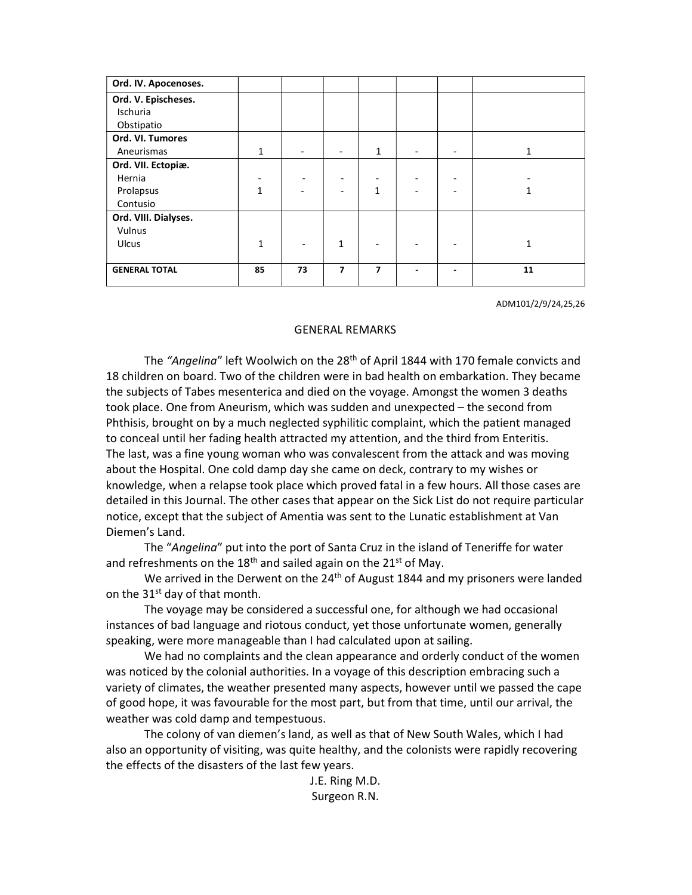| | | | | | | | |
|---|---|---|---|---|---|---|---|
| **Ord. IV. Apocenoses.** | | | | | | | |
| **Ord. V. Epischeses.** | | | | | | | |
| Ischuria | | | | | | | |
| Obstipatio | | | | | | | |
| **Ord. VI. Tumores** | | | | | | | |
| Aneurismas | 1 | - | - | 1 | - | - | 1 |
| **Ord. VII. Ectopiæ.** | | | | | | | |
| Hernia | - | - | - | - | - | - | - |
| Prolapsus | 1 | - | - | 1 | - | - | 1 |
| Contusio | | | | | | | |
| **Ord. VIII. Dialyses.** | | | | | | | |
| Vulnus | | | | | | | |
| Ulcus | 1 | - | 1 | - | - | - | 1 |
| **GENERAL TOTAL** | **85** | **73** | **7** | **7** | **-** | **-** | **11** |

ADM101/2/9/24,25,26

## GENERAL REMARKS

The *"Angelina"* left Woolwich on the 28th of April 1844 with 170 female convicts and 18 children on board. Two of the children were in bad health on embarkation. They became the subjects of Tabes mesenterica and died on the voyage. Amongst the women 3 deaths took place. One from Aneurism, which was sudden and unexpected – the second from Phthisis, brought on by a much neglected syphilitic complaint, which the patient managed to conceal until her fading health attracted my attention, and the third from Enteritis. The last, was a fine young woman who was convalescent from the attack and was moving about the Hospital. One cold damp day she came on deck, contrary to my wishes or knowledge, when a relapse took place which proved fatal in a few hours. All those cases are detailed in this Journal. The other cases that appear on the Sick List do not require particular notice, except that the subject of Amentia was sent to the Lunatic establishment at Van Diemen's Land.

The "*Angelina*" put into the port of Santa Cruz in the island of Teneriffe for water and refreshments on the 18th and sailed again on the 21st of May.

We arrived in the Derwent on the 24th of August 1844 and my prisoners were landed on the 31st day of that month.

The voyage may be considered a successful one, for although we had occasional instances of bad language and riotous conduct, yet those unfortunate women, generally speaking, were more manageable than I had calculated upon at sailing.

We had no complaints and the clean appearance and orderly conduct of the women was noticed by the colonial authorities. In a voyage of this description embracing such a variety of climates, the weather presented many aspects, however until we passed the cape of good hope, it was favourable for the most part, but from that time, until our arrival, the weather was cold damp and tempestuous.

The colony of van diemen's land, as well as that of New South Wales, which I had also an opportunity of visiting, was quite healthy, and the colonists were rapidly recovering the effects of the disasters of the last few years.

J.E. Ring M.D.
Surgeon R.N.